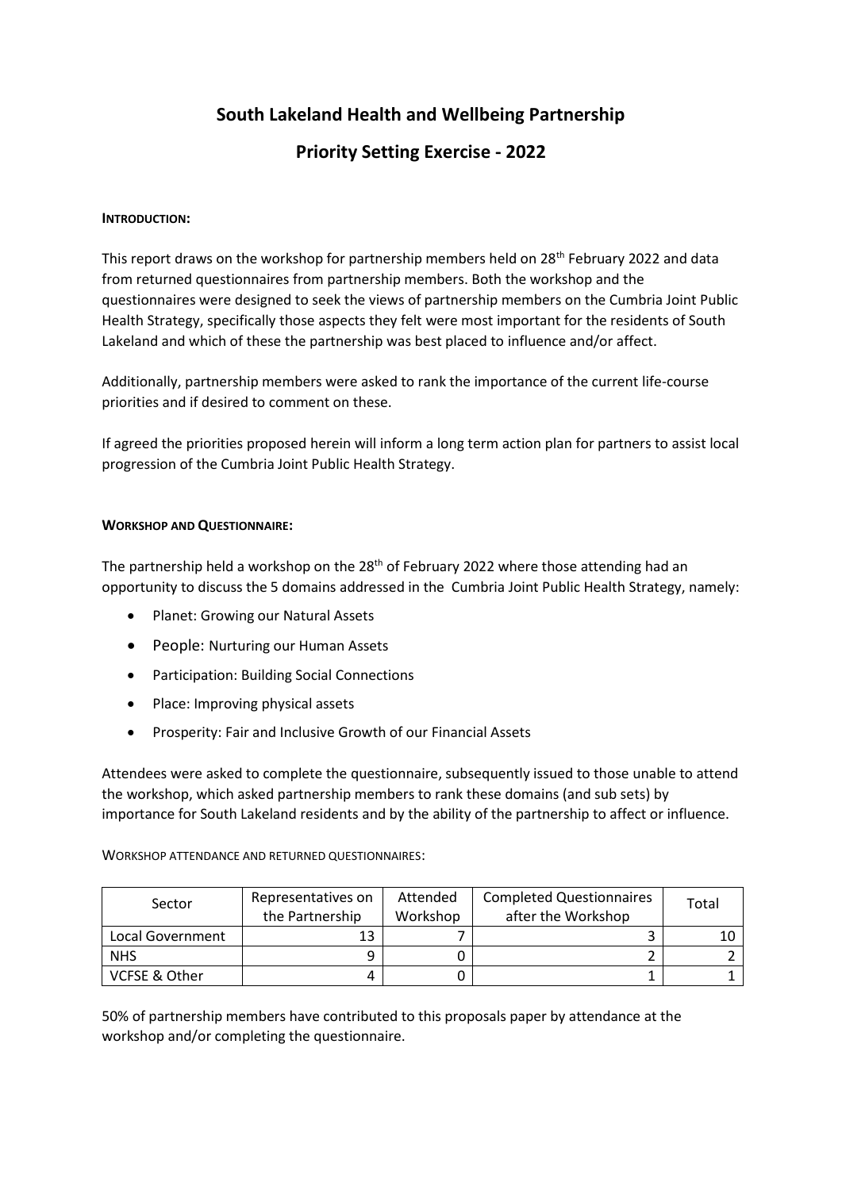# South Lakeland Health and Wellbeing Partnership

## Priority Setting Exercise - 2022

### INTRODUCTION:

This report draws on the workshop for partnership members held on 28th February 2022 and data from returned questionnaires from partnership members. Both the workshop and the questionnaires were designed to seek the views of partnership members on the Cumbria Joint Public Health Strategy, specifically those aspects they felt were most important for the residents of South Lakeland and which of these the partnership was best placed to influence and/or affect.

Additionally, partnership members were asked to rank the importance of the current life-course priorities and if desired to comment on these.

If agreed the priorities proposed herein will inform a long term action plan for partners to assist local progression of the Cumbria Joint Public Health Strategy.

### WORKSHOP AND QUESTIONNAIRE:

The partnership held a workshop on the 28th of February 2022 where those attending had an opportunity to discuss the 5 domains addressed in the Cumbria Joint Public Health Strategy, namely:

- Planet: Growing our Natural Assets
- People: Nurturing our Human Assets
- Participation: Building Social Connections
- Place: Improving physical assets
- Prosperity: Fair and Inclusive Growth of our Financial Assets

Attendees were asked to complete the questionnaire, subsequently issued to those unable to attend the workshop, which asked partnership members to rank these domains (and sub sets) by importance for South Lakeland residents and by the ability of the partnership to affect or influence.

WORKSHOP ATTENDANCE AND RETURNED QUESTIONNAIRES:

| Sector | Representatives on the Partnership | Attended Workshop | Completed Questionnaires after the Workshop | Total |
|---|---|---|---|---|
| Local Government | 13 | 7 | 3 | 10 |
| NHS | 9 | 0 | 2 | 2 |
| VCFSE & Other | 4 | 0 | 1 | 1 |

50% of partnership members have contributed to this proposals paper by attendance at the workshop and/or completing the questionnaire.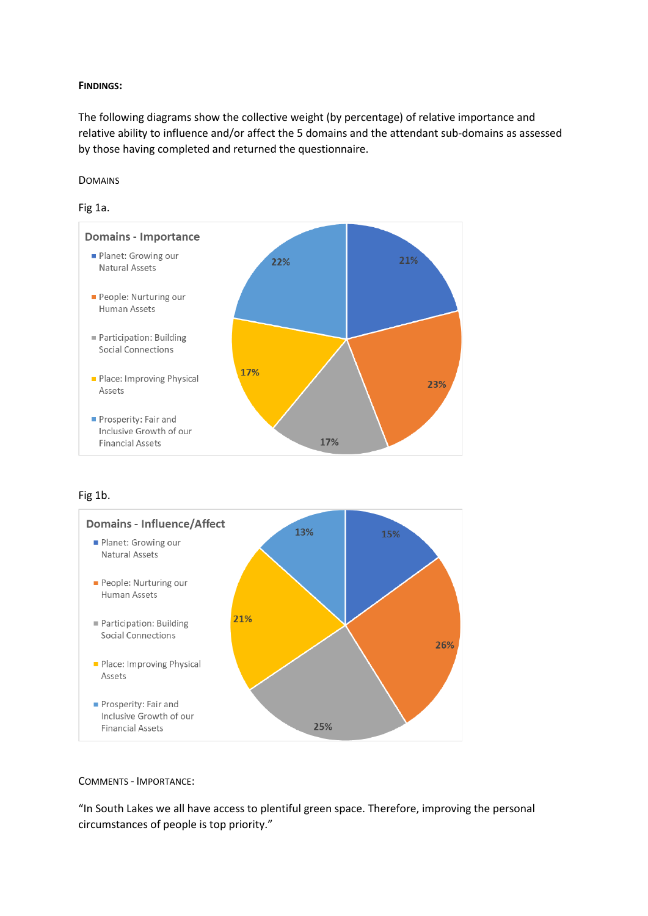**FINDINGS:**

The following diagrams show the collective weight (by percentage) of relative importance and relative ability to influence and/or affect the 5 domains and the attendant sub-domains as assessed by those having completed and returned the questionnaire.

DOMAINS

Fig 1a.

**Domains - Importance**

| Domain | Percentage |
|---|---|
| Planet: Growing our Natural Assets | 21% |
| People: Nurturing our Human Assets | 23% |
| Participation: Building Social Connections | 17% |
| Place: Improving Physical Assets | 17% |
| Prosperity: Fair and Inclusive Growth of our Financial Assets | 22% |

Fig 1b.

**Domains - Influence/Affect**

| Domain | Percentage |
|---|---|
| Planet: Growing our Natural Assets | 15% |
| People: Nurturing our Human Assets | 26% |
| Participation: Building Social Connections | 25% |
| Place: Improving Physical Assets | 21% |
| Prosperity: Fair and Inclusive Growth of our Financial Assets | 13% |

COMMENTS - IMPORTANCE:

"In South Lakes we all have access to plentiful green space. Therefore, improving the personal circumstances of people is top priority."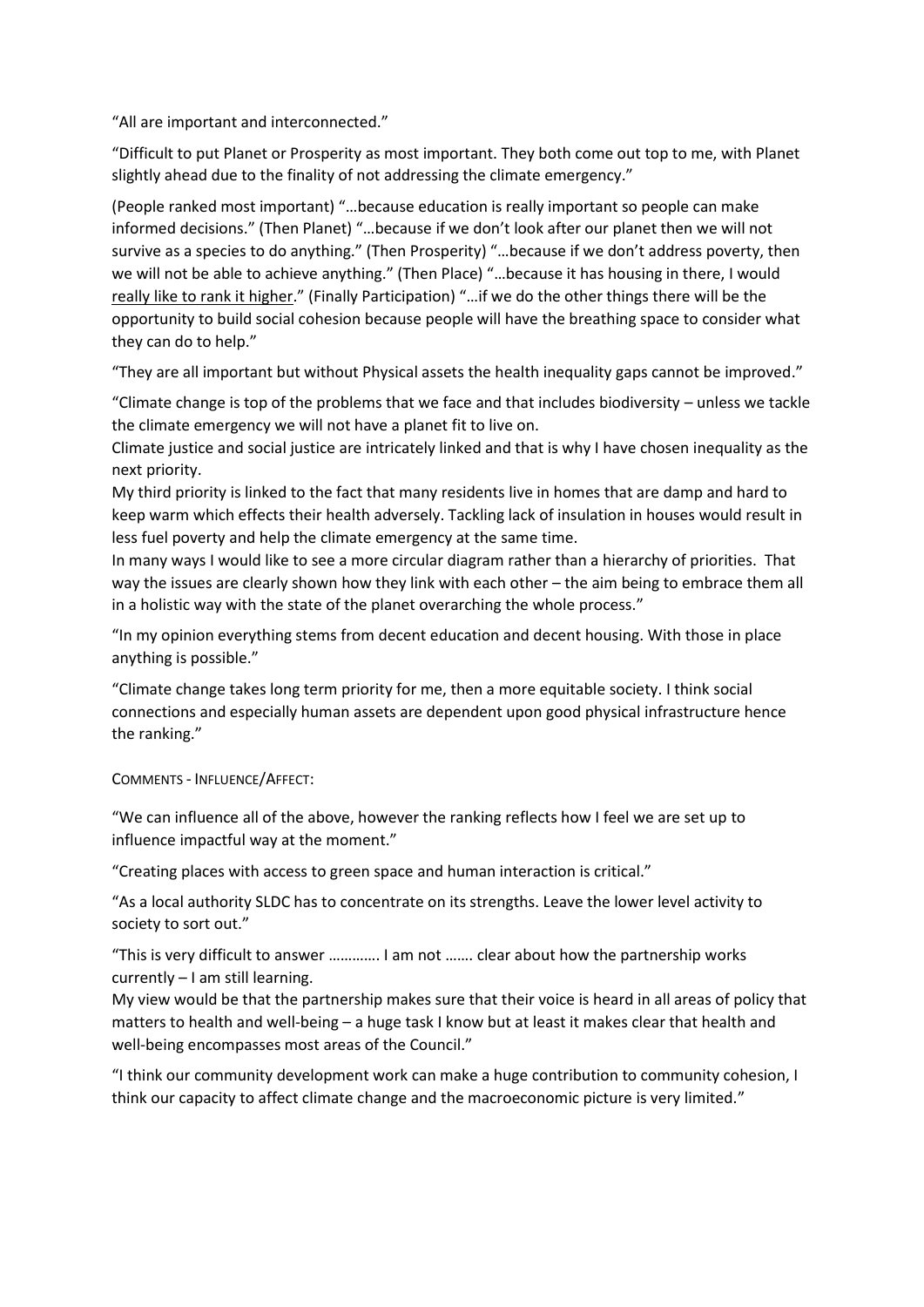"All are important and interconnected."

"Difficult to put Planet or Prosperity as most important. They both come out top to me, with Planet slightly ahead due to the finality of not addressing the climate emergency."

(People ranked most important) "…because education is really important so people can make informed decisions." (Then Planet) "…because if we don't look after our planet then we will not survive as a species to do anything." (Then Prosperity) "…because if we don't address poverty, then we will not be able to achieve anything." (Then Place) "…because it has housing in there, I would really like to rank it higher." (Finally Participation) "…if we do the other things there will be the opportunity to build social cohesion because people will have the breathing space to consider what they can do to help."

"They are all important but without Physical assets the health inequality gaps cannot be improved."

"Climate change is top of the problems that we face and that includes biodiversity – unless we tackle the climate emergency we will not have a planet fit to live on.
Climate justice and social justice are intricately linked and that is why I have chosen inequality as the next priority.
My third priority is linked to the fact that many residents live in homes that are damp and hard to keep warm which effects their health adversely. Tackling lack of insulation in houses would result in less fuel poverty and help the climate emergency at the same time.
In many ways I would like to see a more circular diagram rather than a hierarchy of priorities. That way the issues are clearly shown how they link with each other – the aim being to embrace them all in a holistic way with the state of the planet overarching the whole process."

"In my opinion everything stems from decent education and decent housing. With those in place anything is possible."

"Climate change takes long term priority for me, then a more equitable society. I think social connections and especially human assets are dependent upon good physical infrastructure hence the ranking."

COMMENTS - INFLUENCE/AFFECT:

"We can influence all of the above, however the ranking reflects how I feel we are set up to influence impactful way at the moment."

"Creating places with access to green space and human interaction is critical."

"As a local authority SLDC has to concentrate on its strengths. Leave the lower level activity to society to sort out."

"This is very difficult to answer …………. I am not ……. clear about how the partnership works currently – I am still learning.
My view would be that the partnership makes sure that their voice is heard in all areas of policy that matters to health and well-being – a huge task I know but at least it makes clear that health and well-being encompasses most areas of the Council."

"I think our community development work can make a huge contribution to community cohesion, I think our capacity to affect climate change and the macroeconomic picture is very limited."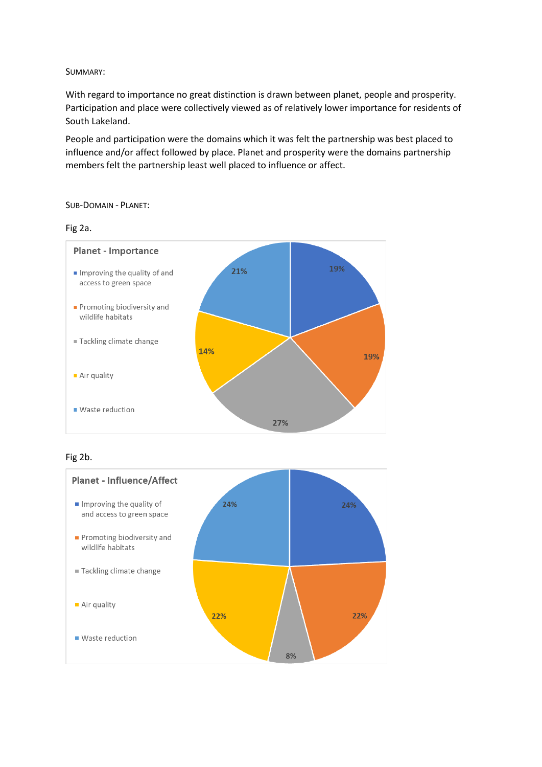SUMMARY:

With regard to importance no great distinction is drawn between planet, people and prosperity. Participation and place were collectively viewed as of relatively lower importance for residents of South Lakeland.

People and participation were the domains which it was felt the partnership was best placed to influence and/or affect followed by place. Planet and prosperity were the domains partnership members felt the partnership least well placed to influence or affect.

SUB-DOMAIN - PLANET:

Fig 2a.

**Planet - Importance**

| Category | % |
|---|---|
| Improving the quality of and access to green space | 19% |
| Promoting biodiversity and wildlife habitats | 19% |
| Tackling climate change | 27% |
| Air quality | 14% |
| Waste reduction | 21% |

Fig 2b.

**Planet - Influence/Affect**

| Category | % |
|---|---|
| Improving the quality of and access to green space | 24% |
| Promoting biodiversity and wildlife habitats | 22% |
| Tackling climate change | 8% |
| Air quality | 22% |
| Waste reduction | 24% |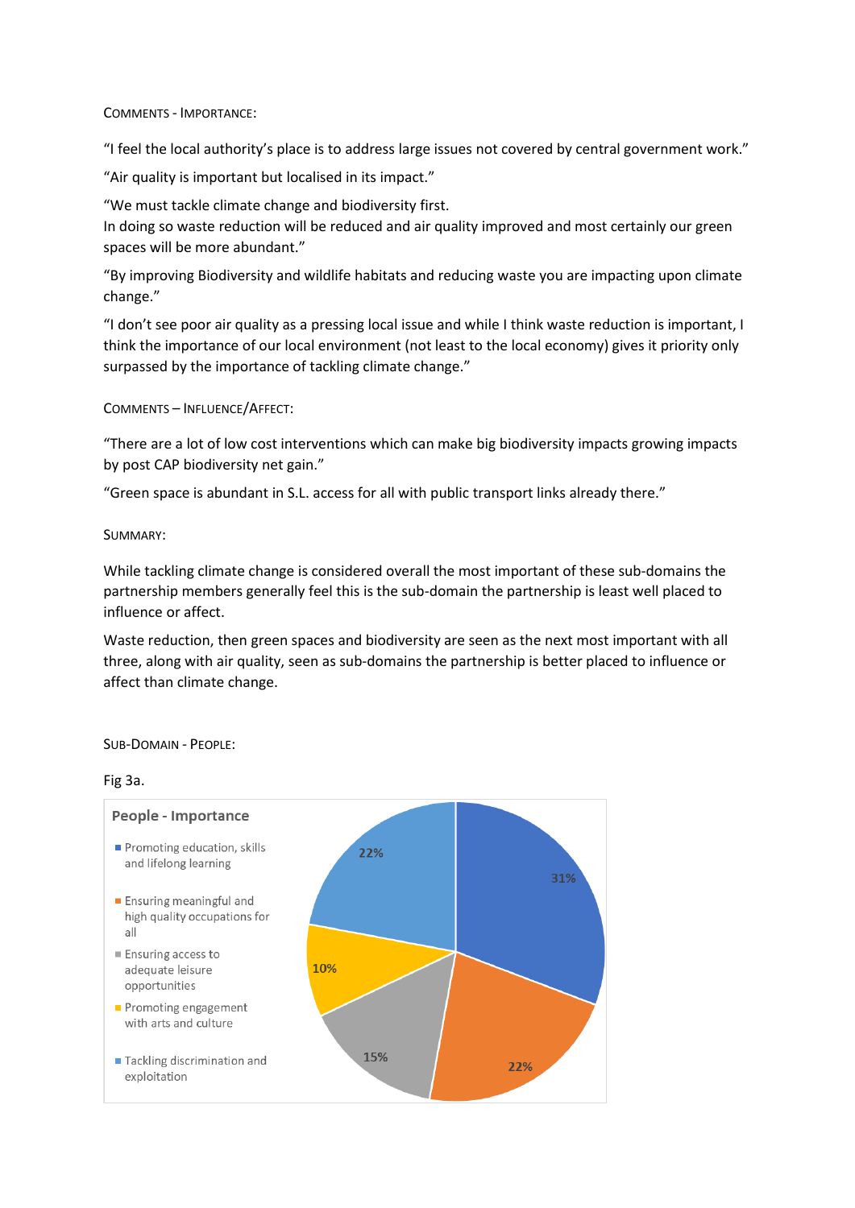COMMENTS - IMPORTANCE:

"I feel the local authority's place is to address large issues not covered by central government work."

"Air quality is important but localised in its impact."

"We must tackle climate change and biodiversity first.
In doing so waste reduction will be reduced and air quality improved and most certainly our green spaces will be more abundant."

"By improving Biodiversity and wildlife habitats and reducing waste you are impacting upon climate change."

"I don't see poor air quality as a pressing local issue and while I think waste reduction is important, I think the importance of our local environment (not least to the local economy) gives it priority only surpassed by the importance of tackling climate change."

COMMENTS – INFLUENCE/AFFECT:

"There are a lot of low cost interventions which can make big biodiversity impacts growing impacts by post CAP biodiversity net gain."

"Green space is abundant in S.L. access for all with public transport links already there."

SUMMARY:

While tackling climate change is considered overall the most important of these sub-domains the partnership members generally feel this is the sub-domain the partnership is least well placed to influence or affect.

Waste reduction, then green spaces and biodiversity are seen as the next most important with all three, along with air quality, seen as sub-domains the partnership is better placed to influence or affect than climate change.

SUB-DOMAIN - PEOPLE:

Fig 3a.

**People - Importance**

| Category | Share |
|---|---|
| Promoting education, skills and lifelong learning | 31% |
| Ensuring meaningful and high quality occupations for all | 22% |
| Ensuring access to adequate leisure opportunities | 15% |
| Promoting engagement with arts and culture | 10% |
| Tackling discrimination and exploitation | 22% |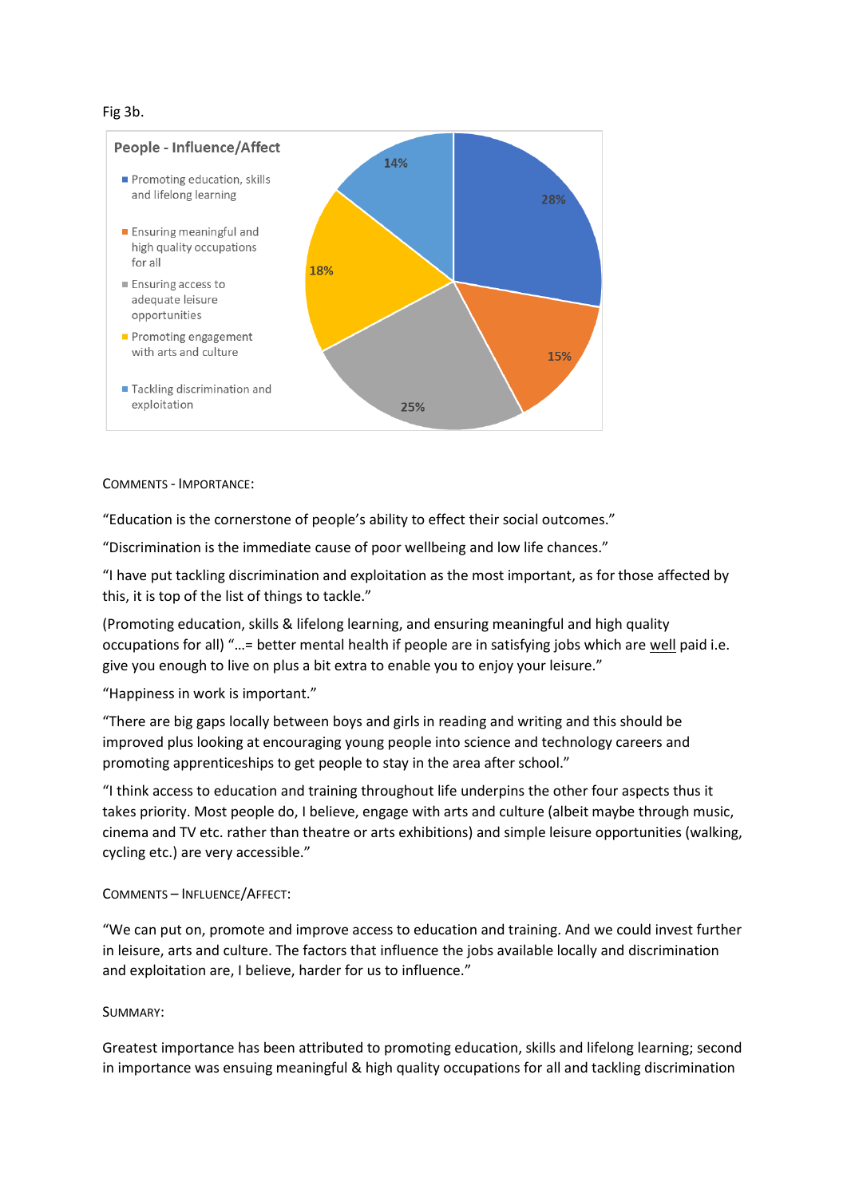Fig 3b.

**People - Influence/Affect**

- Promoting education, skills and lifelong learning: 28%
- Ensuring meaningful and high quality occupations for all: 15%
- Ensuring access to adequate leisure opportunities: 25%
- Promoting engagement with arts and culture: 18%
- Tackling discrimination and exploitation: 14%

COMMENTS - IMPORTANCE:

"Education is the cornerstone of people's ability to effect their social outcomes."

"Discrimination is the immediate cause of poor wellbeing and low life chances."

"I have put tackling discrimination and exploitation as the most important, as for those affected by this, it is top of the list of things to tackle."

(Promoting education, skills & lifelong learning, and ensuring meaningful and high quality occupations for all) "…= better mental health if people are in satisfying jobs which are well paid i.e. give you enough to live on plus a bit extra to enable you to enjoy your leisure."

"Happiness in work is important."

"There are big gaps locally between boys and girls in reading and writing and this should be improved plus looking at encouraging young people into science and technology careers and promoting apprenticeships to get people to stay in the area after school."

"I think access to education and training throughout life underpins the other four aspects thus it takes priority. Most people do, I believe, engage with arts and culture (albeit maybe through music, cinema and TV etc. rather than theatre or arts exhibitions) and simple leisure opportunities (walking, cycling etc.) are very accessible."

COMMENTS – INFLUENCE/AFFECT:

"We can put on, promote and improve access to education and training. And we could invest further in leisure, arts and culture. The factors that influence the jobs available locally and discrimination and exploitation are, I believe, harder for us to influence."

SUMMARY:

Greatest importance has been attributed to promoting education, skills and lifelong learning; second in importance was ensuing meaningful & high quality occupations for all and tackling discrimination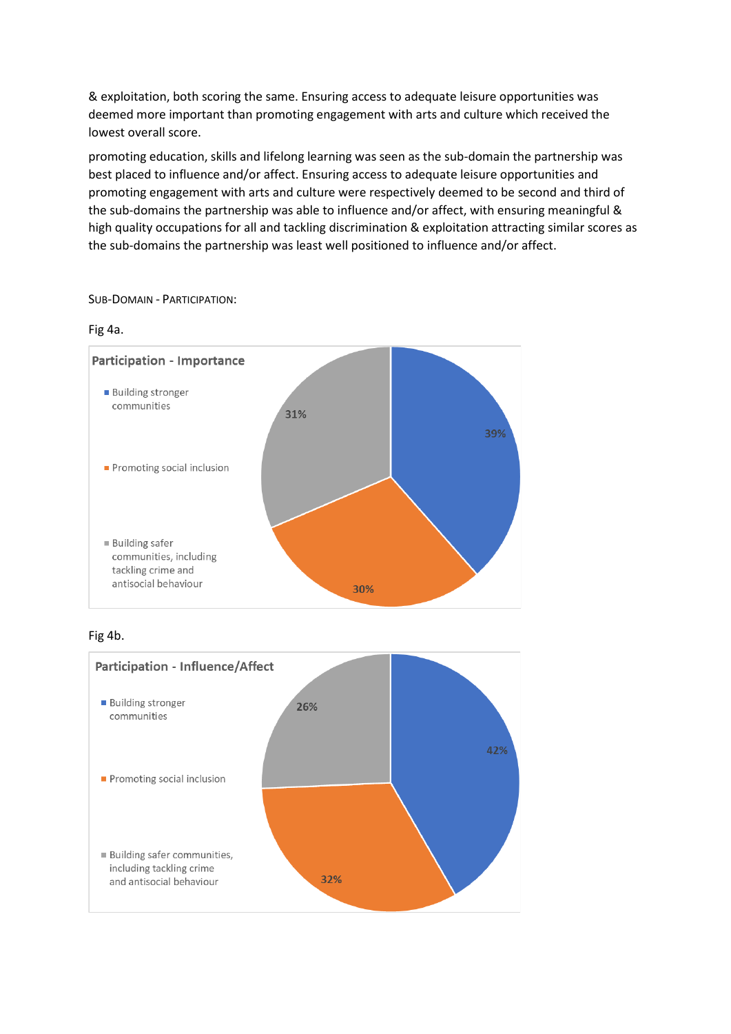& exploitation, both scoring the same. Ensuring access to adequate leisure opportunities was deemed more important than promoting engagement with arts and culture which received the lowest overall score.

promoting education, skills and lifelong learning was seen as the sub-domain the partnership was best placed to influence and/or affect. Ensuring access to adequate leisure opportunities and promoting engagement with arts and culture were respectively deemed to be second and third of the sub-domains the partnership was able to influence and/or affect, with ensuring meaningful & high quality occupations for all and tackling discrimination & exploitation attracting similar scores as the sub-domains the partnership was least well positioned to influence and/or affect.

SUB-DOMAIN - PARTICIPATION:

Fig 4a.

**Participation - Importance**

| Sub-domain | % |
|---|---|
| Building stronger communities | 39% |
| Promoting social inclusion | 30% |
| Building safer communities, including tackling crime and antisocial behaviour | 31% |

Fig 4b.

**Participation - Influence/Affect**

| Sub-domain | % |
|---|---|
| Building stronger communities | 42% |
| Promoting social inclusion | 32% |
| Building safer communities, including tackling crime and antisocial behaviour | 26% |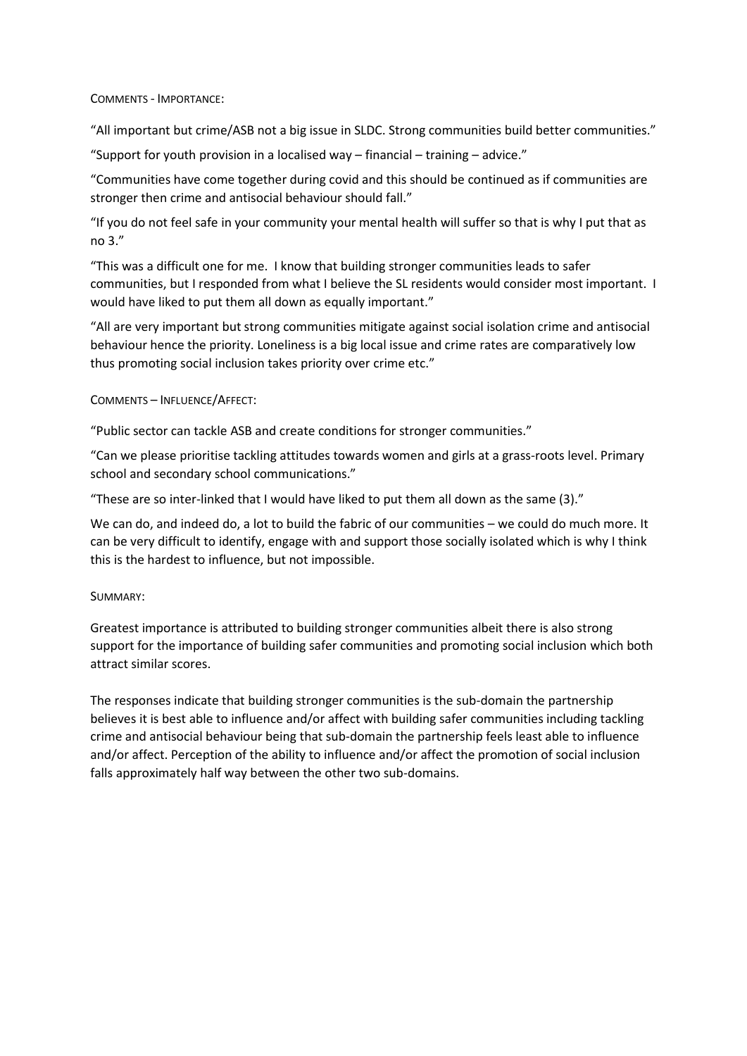COMMENTS - IMPORTANCE:

"All important but crime/ASB not a big issue in SLDC. Strong communities build better communities."

"Support for youth provision in a localised way – financial – training – advice."

"Communities have come together during covid and this should be continued as if communities are stronger then crime and antisocial behaviour should fall."

"If you do not feel safe in your community your mental health will suffer so that is why I put that as no 3."

"This was a difficult one for me. I know that building stronger communities leads to safer communities, but I responded from what I believe the SL residents would consider most important. I would have liked to put them all down as equally important."

"All are very important but strong communities mitigate against social isolation crime and antisocial behaviour hence the priority. Loneliness is a big local issue and crime rates are comparatively low thus promoting social inclusion takes priority over crime etc."

COMMENTS – INFLUENCE/AFFECT:

"Public sector can tackle ASB and create conditions for stronger communities."

"Can we please prioritise tackling attitudes towards women and girls at a grass-roots level. Primary school and secondary school communications."

"These are so inter-linked that I would have liked to put them all down as the same (3)."

We can do, and indeed do, a lot to build the fabric of our communities – we could do much more. It can be very difficult to identify, engage with and support those socially isolated which is why I think this is the hardest to influence, but not impossible.

SUMMARY:

Greatest importance is attributed to building stronger communities albeit there is also strong support for the importance of building safer communities and promoting social inclusion which both attract similar scores.

The responses indicate that building stronger communities is the sub-domain the partnership believes it is best able to influence and/or affect with building safer communities including tackling crime and antisocial behaviour being that sub-domain the partnership feels least able to influence and/or affect. Perception of the ability to influence and/or affect the promotion of social inclusion falls approximately half way between the other two sub-domains.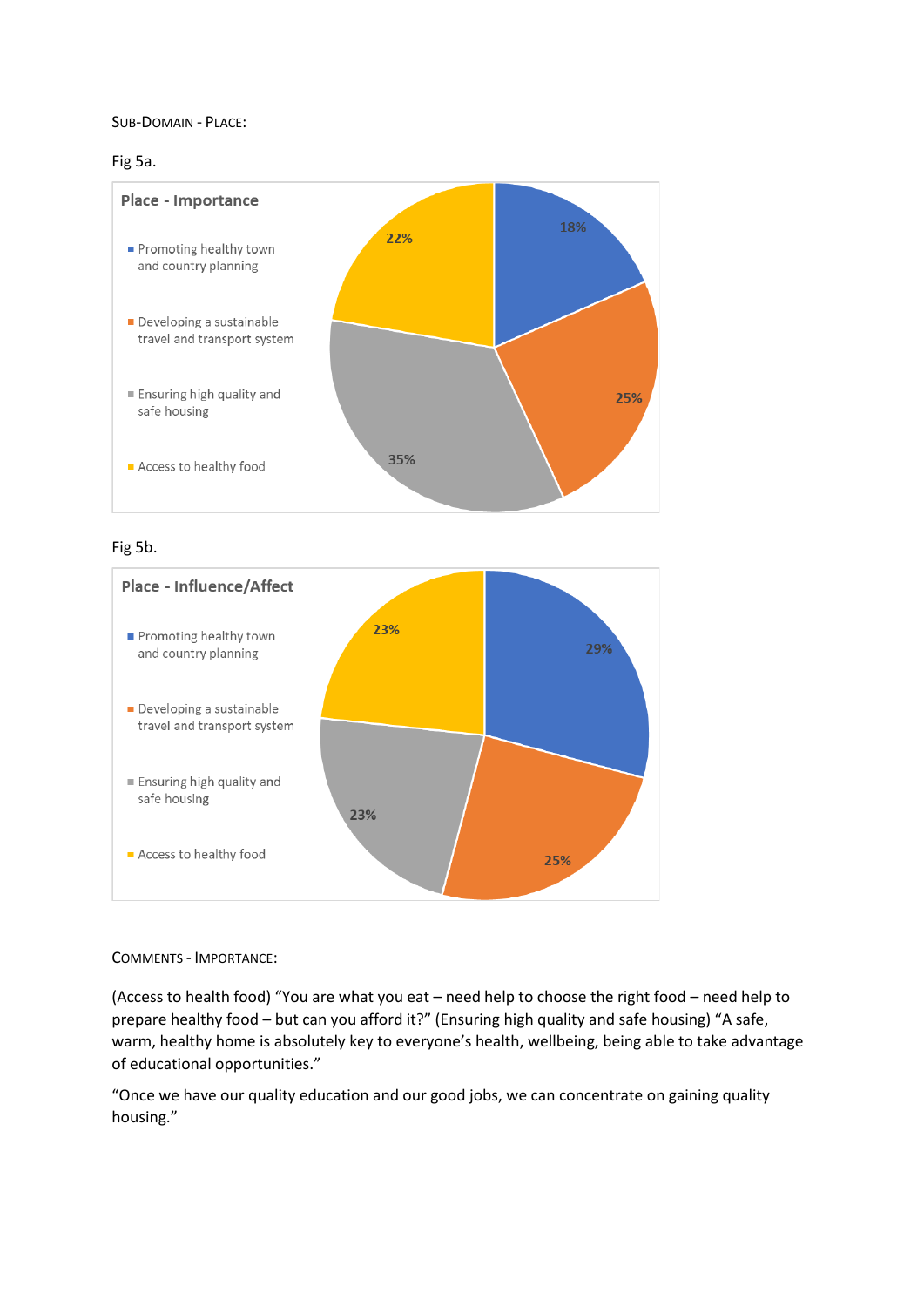SUB-DOMAIN - PLACE:

Fig 5a.

**Place - Importance**

- Promoting healthy town and country planning: 18%
- Developing a sustainable travel and transport system: 25%
- Ensuring high quality and safe housing: 35%
- Access to healthy food: 22%

Fig 5b.

**Place - Influence/Affect**

- Promoting healthy town and country planning: 29%
- Developing a sustainable travel and transport system: 25%
- Ensuring high quality and safe housing: 23%
- Access to healthy food: 23%

COMMENTS - IMPORTANCE:

(Access to health food) "You are what you eat – need help to choose the right food – need help to prepare healthy food – but can you afford it?" (Ensuring high quality and safe housing) "A safe, warm, healthy home is absolutely key to everyone's health, wellbeing, being able to take advantage of educational opportunities."

"Once we have our quality education and our good jobs, we can concentrate on gaining quality housing."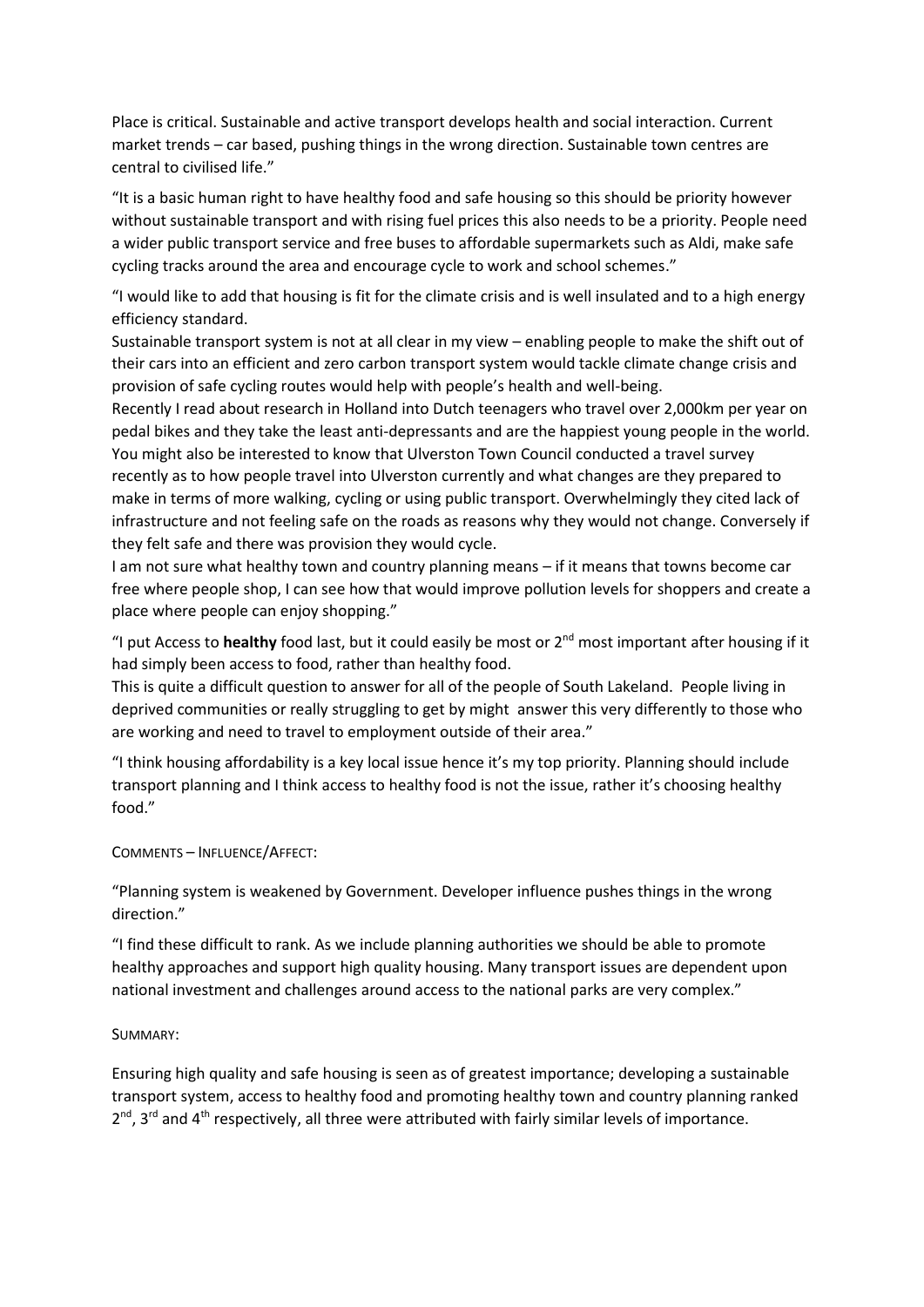Place is critical. Sustainable and active transport develops health and social interaction. Current market trends – car based, pushing things in the wrong direction. Sustainable town centres are central to civilised life."

"It is a basic human right to have healthy food and safe housing so this should be priority however without sustainable transport and with rising fuel prices this also needs to be a priority. People need a wider public transport service and free buses to affordable supermarkets such as Aldi, make safe cycling tracks around the area and encourage cycle to work and school schemes."

"I would like to add that housing is fit for the climate crisis and is well insulated and to a high energy efficiency standard.
Sustainable transport system is not at all clear in my view – enabling people to make the shift out of their cars into an efficient and zero carbon transport system would tackle climate change crisis and provision of safe cycling routes would help with people's health and well-being.
Recently I read about research in Holland into Dutch teenagers who travel over 2,000km per year on pedal bikes and they take the least anti-depressants and are the happiest young people in the world.
You might also be interested to know that Ulverston Town Council conducted a travel survey recently as to how people travel into Ulverston currently and what changes are they prepared to make in terms of more walking, cycling or using public transport. Overwhelmingly they cited lack of infrastructure and not feeling safe on the roads as reasons why they would not change. Conversely if they felt safe and there was provision they would cycle.
I am not sure what healthy town and country planning means – if it means that towns become car free where people shop, I can see how that would improve pollution levels for shoppers and create a place where people can enjoy shopping."

"I put Access to **healthy** food last, but it could easily be most or 2nd most important after housing if it had simply been access to food, rather than healthy food.
This is quite a difficult question to answer for all of the people of South Lakeland. People living in deprived communities or really struggling to get by might answer this very differently to those who are working and need to travel to employment outside of their area."

"I think housing affordability is a key local issue hence it's my top priority. Planning should include transport planning and I think access to healthy food is not the issue, rather it's choosing healthy food."

COMMENTS – INFLUENCE/AFFECT:

"Planning system is weakened by Government. Developer influence pushes things in the wrong direction."

"I find these difficult to rank. As we include planning authorities we should be able to promote healthy approaches and support high quality housing. Many transport issues are dependent upon national investment and challenges around access to the national parks are very complex."

SUMMARY:

Ensuring high quality and safe housing is seen as of greatest importance; developing a sustainable transport system, access to healthy food and promoting healthy town and country planning ranked 2nd, 3rd and 4th respectively, all three were attributed with fairly similar levels of importance.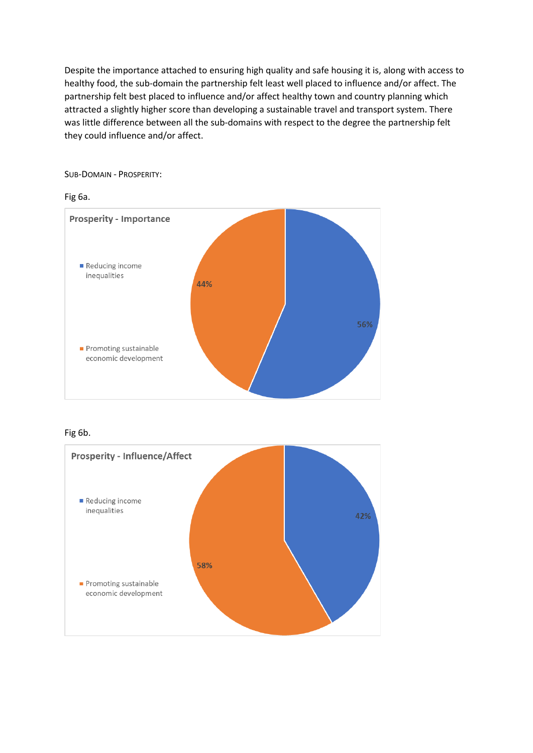Despite the importance attached to ensuring high quality and safe housing it is, along with access to healthy food, the sub-domain the partnership felt least well placed to influence and/or affect. The partnership felt best placed to influence and/or affect healthy town and country planning which attracted a slightly higher score than developing a sustainable travel and transport system. There was little difference between all the sub-domains with respect to the degree the partnership felt they could influence and/or affect.

SUB-DOMAIN - PROSPERITY:

Fig 6a.

**Prosperity - Importance**

- Reducing income inequalities: 56%
- Promoting sustainable economic development: 44%

Fig 6b.

**Prosperity - Influence/Affect**

- Reducing income inequalities: 42%
- Promoting sustainable economic development: 58%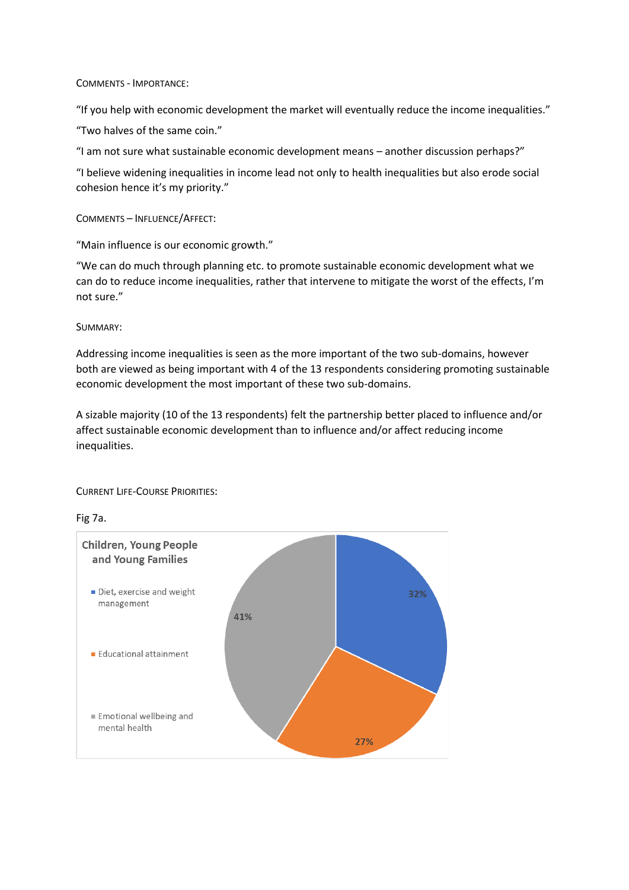Comments - Importance:

"If you help with economic development the market will eventually reduce the income inequalities."

"Two halves of the same coin."

"I am not sure what sustainable economic development means – another discussion perhaps?"

"I believe widening inequalities in income lead not only to health inequalities but also erode social cohesion hence it's my priority."

Comments – Influence/Affect:

"Main influence is our economic growth."

"We can do much through planning etc. to promote sustainable economic development what we can do to reduce income inequalities, rather that intervene to mitigate the worst of the effects, I'm not sure."

Summary:

Addressing income inequalities is seen as the more important of the two sub-domains, however both are viewed as being important with 4 of the 13 respondents considering promoting sustainable economic development the most important of these two sub-domains.

A sizable majority (10 of the 13 respondents) felt the partnership better placed to influence and/or affect sustainable economic development than to influence and/or affect reducing income inequalities.

Current Life-Course Priorities:

Fig 7a.

Children, Young People and Young Families

- Diet, exercise and weight management: 32%
- Educational attainment: 27%
- Emotional wellbeing and mental health: 41%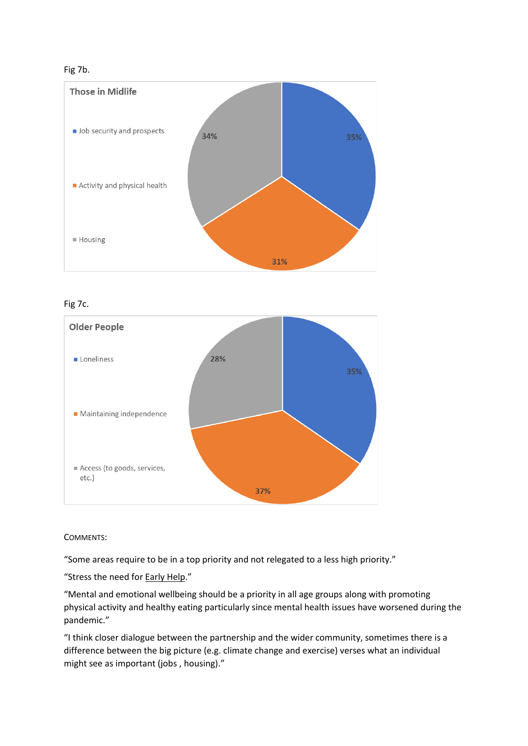Fig 7b.

**Those in Midlife**

- Job security and prospects
- Activity and physical health
- Housing

| Category | Percentage |
| --- | --- |
| Job security and prospects | 35% |
| Activity and physical health | 31% |
| Housing | 34% |

Fig 7c.

**Older People**

- Loneliness
- Maintaining independence
- Access (to goods, services, etc.)

| Category | Percentage |
| --- | --- |
| Loneliness | 35% |
| Maintaining independence | 37% |
| Access (to goods, services, etc.) | 28% |

COMMENTS:

"Some areas require to be in a top priority and not relegated to a less high priority."

"Stress the need for Early Help."

"Mental and emotional wellbeing should be a priority in all age groups along with promoting physical activity and healthy eating particularly since mental health issues have worsened during the pandemic."

"I think closer dialogue between the partnership and the wider community, sometimes there is a difference between the big picture (e.g. climate change and exercise) verses what an individual might see as important (jobs , housing)."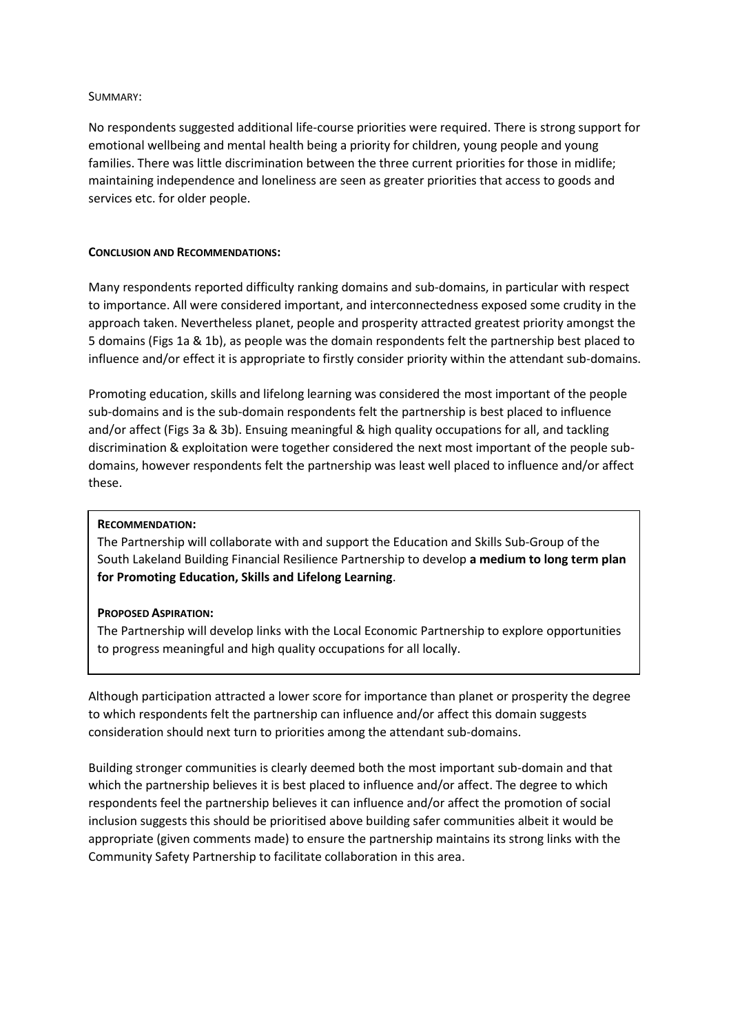SUMMARY:

No respondents suggested additional life-course priorities were required. There is strong support for emotional wellbeing and mental health being a priority for children, young people and young families. There was little discrimination between the three current priorities for those in midlife; maintaining independence and loneliness are seen as greater priorities that access to goods and services etc. for older people.

**CONCLUSION AND RECOMMENDATIONS:**

Many respondents reported difficulty ranking domains and sub-domains, in particular with respect to importance. All were considered important, and interconnectedness exposed some crudity in the approach taken. Nevertheless planet, people and prosperity attracted greatest priority amongst the 5 domains (Figs 1a & 1b), as people was the domain respondents felt the partnership best placed to influence and/or effect it is appropriate to firstly consider priority within the attendant sub-domains.

Promoting education, skills and lifelong learning was considered the most important of the people sub-domains and is the sub-domain respondents felt the partnership is best placed to influence and/or affect (Figs 3a & 3b). Ensuing meaningful & high quality occupations for all, and tackling discrimination & exploitation were together considered the next most important of the people sub-domains, however respondents felt the partnership was least well placed to influence and/or affect these.

**RECOMMENDATION:**
The Partnership will collaborate with and support the Education and Skills Sub-Group of the South Lakeland Building Financial Resilience Partnership to develop **a medium to long term plan for Promoting Education, Skills and Lifelong Learning**.

**PROPOSED ASPIRATION:**
The Partnership will develop links with the Local Economic Partnership to explore opportunities to progress meaningful and high quality occupations for all locally.

Although participation attracted a lower score for importance than planet or prosperity the degree to which respondents felt the partnership can influence and/or affect this domain suggests consideration should next turn to priorities among the attendant sub-domains.

Building stronger communities is clearly deemed both the most important sub-domain and that which the partnership believes it is best placed to influence and/or affect. The degree to which respondents feel the partnership believes it can influence and/or affect the promotion of social inclusion suggests this should be prioritised above building safer communities albeit it would be appropriate (given comments made) to ensure the partnership maintains its strong links with the Community Safety Partnership to facilitate collaboration in this area.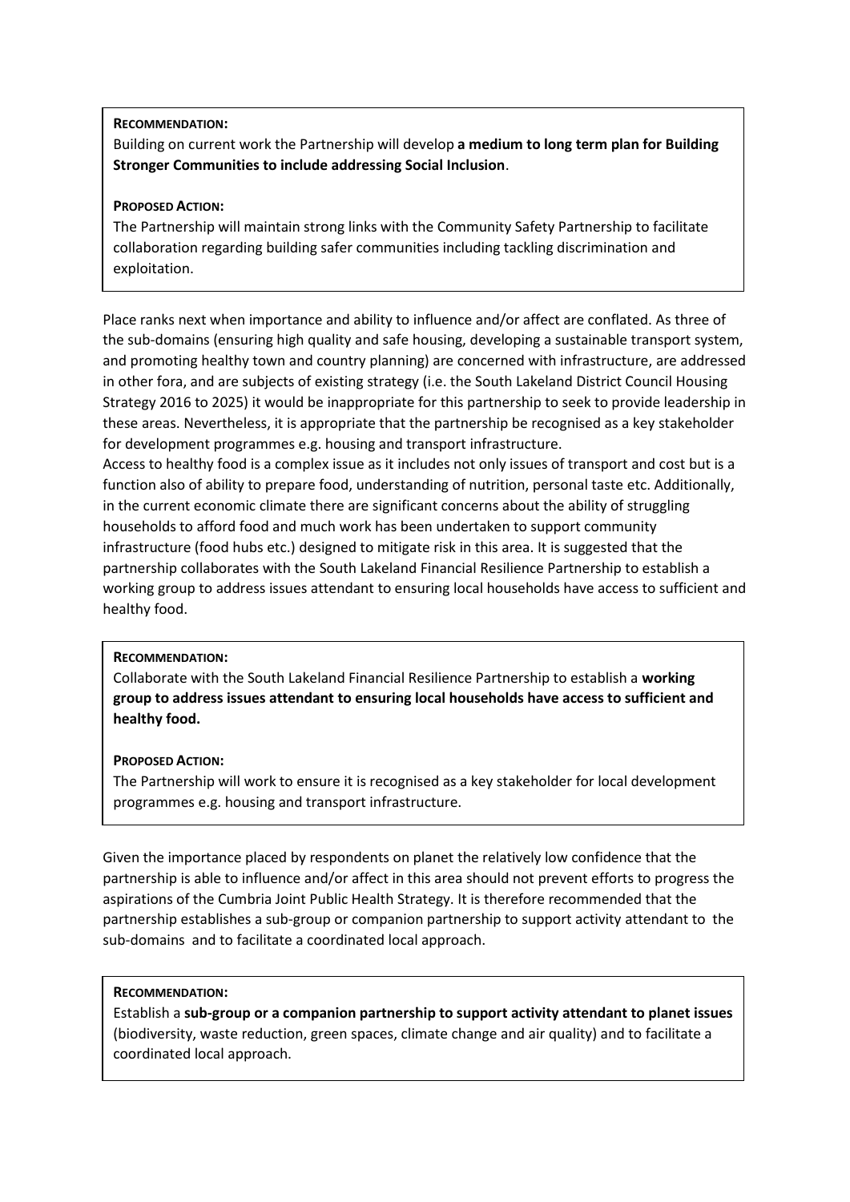**RECOMMENDATION:**

Building on current work the Partnership will develop **a medium to long term plan for Building Stronger Communities to include addressing Social Inclusion**.

**PROPOSED ACTION:**

The Partnership will maintain strong links with the Community Safety Partnership to facilitate collaboration regarding building safer communities including tackling discrimination and exploitation.

Place ranks next when importance and ability to influence and/or affect are conflated. As three of the sub-domains (ensuring high quality and safe housing, developing a sustainable transport system, and promoting healthy town and country planning) are concerned with infrastructure, are addressed in other fora, and are subjects of existing strategy (i.e. the South Lakeland District Council Housing Strategy 2016 to 2025) it would be inappropriate for this partnership to seek to provide leadership in these areas. Nevertheless, it is appropriate that the partnership be recognised as a key stakeholder for development programmes e.g. housing and transport infrastructure.

Access to healthy food is a complex issue as it includes not only issues of transport and cost but is a function also of ability to prepare food, understanding of nutrition, personal taste etc. Additionally, in the current economic climate there are significant concerns about the ability of struggling households to afford food and much work has been undertaken to support community infrastructure (food hubs etc.) designed to mitigate risk in this area. It is suggested that the partnership collaborates with the South Lakeland Financial Resilience Partnership to establish a working group to address issues attendant to ensuring local households have access to sufficient and healthy food.

**RECOMMENDATION:**

Collaborate with the South Lakeland Financial Resilience Partnership to establish a **working group to address issues attendant to ensuring local households have access to sufficient and healthy food.**

**PROPOSED ACTION:**

The Partnership will work to ensure it is recognised as a key stakeholder for local development programmes e.g. housing and transport infrastructure.

Given the importance placed by respondents on planet the relatively low confidence that the partnership is able to influence and/or affect in this area should not prevent efforts to progress the aspirations of the Cumbria Joint Public Health Strategy. It is therefore recommended that the partnership establishes a sub-group or companion partnership to support activity attendant to the sub-domains and to facilitate a coordinated local approach.

**RECOMMENDATION:**

Establish a **sub-group or a companion partnership to support activity attendant to planet issues** (biodiversity, waste reduction, green spaces, climate change and air quality) and to facilitate a coordinated local approach.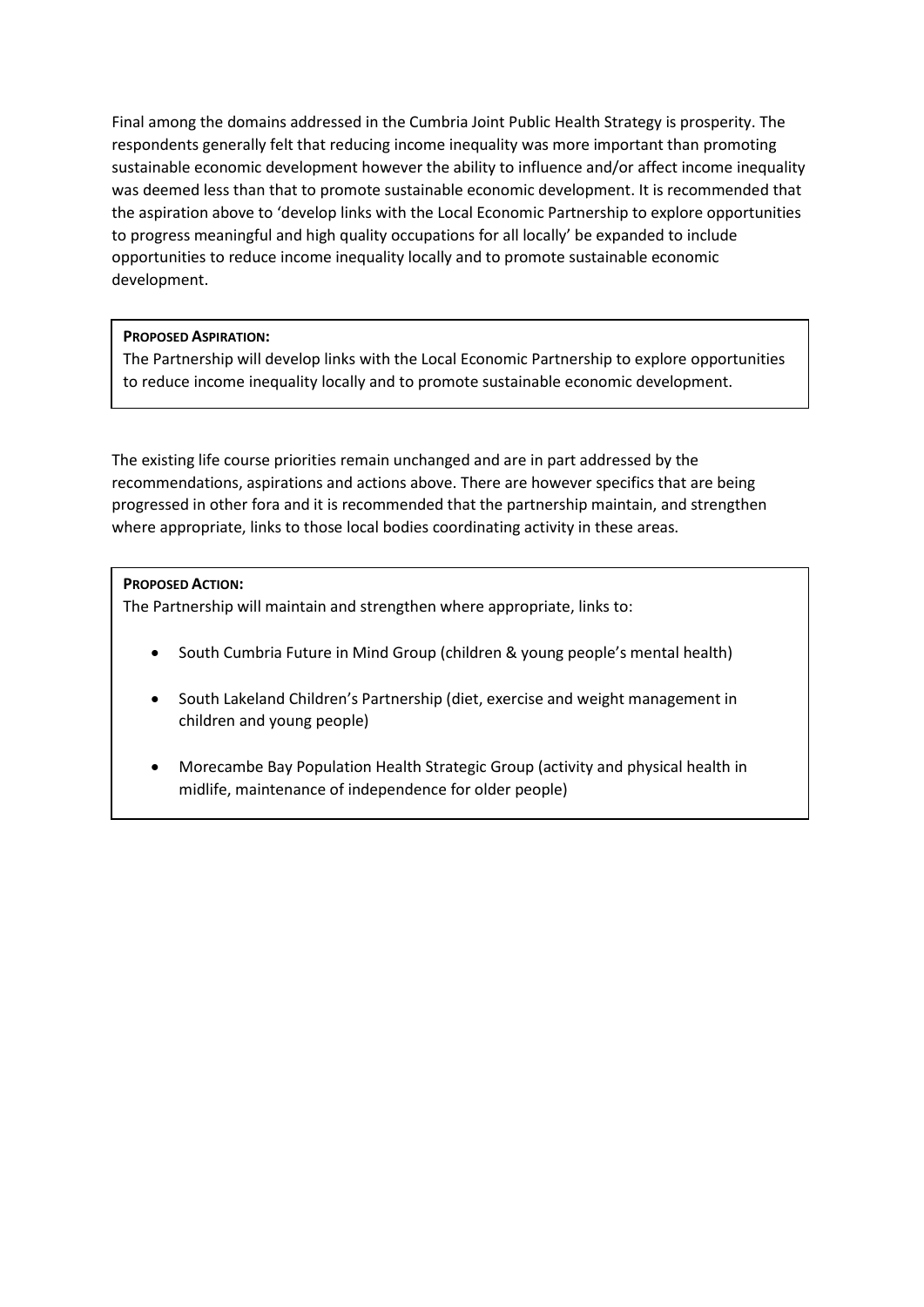Final among the domains addressed in the Cumbria Joint Public Health Strategy is prosperity. The respondents generally felt that reducing income inequality was more important than promoting sustainable economic development however the ability to influence and/or affect income inequality was deemed less than that to promote sustainable economic development. It is recommended that the aspiration above to 'develop links with the Local Economic Partnership to explore opportunities to progress meaningful and high quality occupations for all locally' be expanded to include opportunities to reduce income inequality locally and to promote sustainable economic development.

**PROPOSED ASPIRATION:**

The Partnership will develop links with the Local Economic Partnership to explore opportunities to reduce income inequality locally and to promote sustainable economic development.

The existing life course priorities remain unchanged and are in part addressed by the recommendations, aspirations and actions above. There are however specifics that are being progressed in other fora and it is recommended that the partnership maintain, and strengthen where appropriate, links to those local bodies coordinating activity in these areas.

**PROPOSED ACTION:**

The Partnership will maintain and strengthen where appropriate, links to:

- South Cumbria Future in Mind Group (children & young people's mental health)
- South Lakeland Children's Partnership (diet, exercise and weight management in children and young people)
- Morecambe Bay Population Health Strategic Group (activity and physical health in midlife, maintenance of independence for older people)